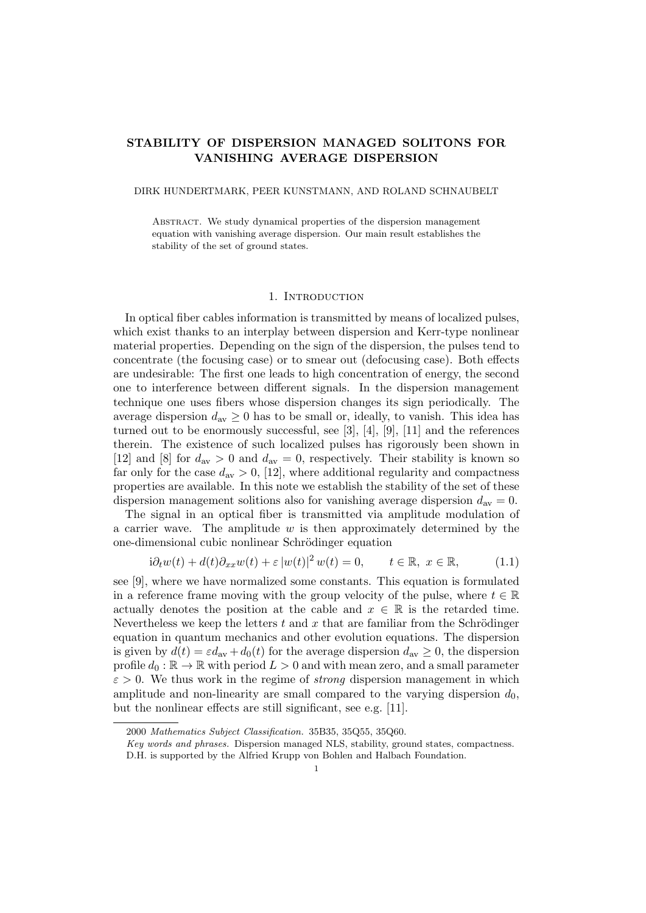# STABILITY OF DISPERSION MANAGED SOLITONS FOR VANISHING AVERAGE DISPERSION

DIRK HUNDERTMARK, PEER KUNSTMANN, AND ROLAND SCHNAUBELT

Abstract. We study dynamical properties of the dispersion management equation with vanishing average dispersion. Our main result establishes the stability of the set of ground states.

## 1. Introduction

In optical fiber cables information is transmitted by means of localized pulses, which exist thanks to an interplay between dispersion and Kerr-type nonlinear material properties. Depending on the sign of the dispersion, the pulses tend to concentrate (the focusing case) or to smear out (defocusing case). Both effects are undesirable: The first one leads to high concentration of energy, the second one to interference between different signals. In the dispersion management technique one uses fibers whose dispersion changes its sign periodically. The average dispersion $d_{\mathrm{av}} \geq 0$ has to be small or, ideally, to vanish. This idea has turned out to be enormously successful, see [3], [4], [9], [11] and the references therein. The existence of such localized pulses has rigorously been shown in [12] and [8] for $d_{\mathrm{av}} > 0$ and $d_{\mathrm{av}} = 0$, respectively. Their stability is known so far only for the case $d_{\mathrm{av}} > 0$, [12], where additional regularity and compactness properties are available. In this note we establish the stability of the set of these dispersion management solitions also for vanishing average dispersion $d_{\mathrm{av}} = 0$.

The signal in an optical fiber is transmitted via amplitude modulation of a carrier wave. The amplitude $w$ is then approximately determined by the one-dimensional cubic nonlinear Schrödinger equation

$$\mathrm{i}\partial_t w(t) + d(t)\partial_{xx} w(t) + \varepsilon\, |w(t)|^2\, w(t) = 0, \qquad t \in \mathbb{R},\ x \in \mathbb{R}, \tag{1.1}$$

see [9], where we have normalized some constants. This equation is formulated in a reference frame moving with the group velocity of the pulse, where $t \in \mathbb{R}$ actually denotes the position at the cable and $x \in \mathbb{R}$ is the retarded time. Nevertheless we keep the letters $t$ and $x$ that are familiar from the Schrödinger equation in quantum mechanics and other evolution equations. The dispersion is given by $d(t) = \varepsilon d_{\mathrm{av}} + d_0(t)$ for the average dispersion $d_{\mathrm{av}} \geq 0$, the dispersion profile $d_0 : \mathbb{R} \to \mathbb{R}$ with period $L > 0$ and with mean zero, and a small parameter $\varepsilon > 0$. We thus work in the regime of *strong* dispersion management in which amplitude and non-linearity are small compared to the varying dispersion $d_0$, but the nonlinear effects are still significant, see e.g. [11].

---

2000 *Mathematics Subject Classification.* 35B35, 35Q55, 35Q60.

*Key words and phrases.* Dispersion managed NLS, stability, ground states, compactness.

D.H. is supported by the Alfried Krupp von Bohlen and Halbach Foundation.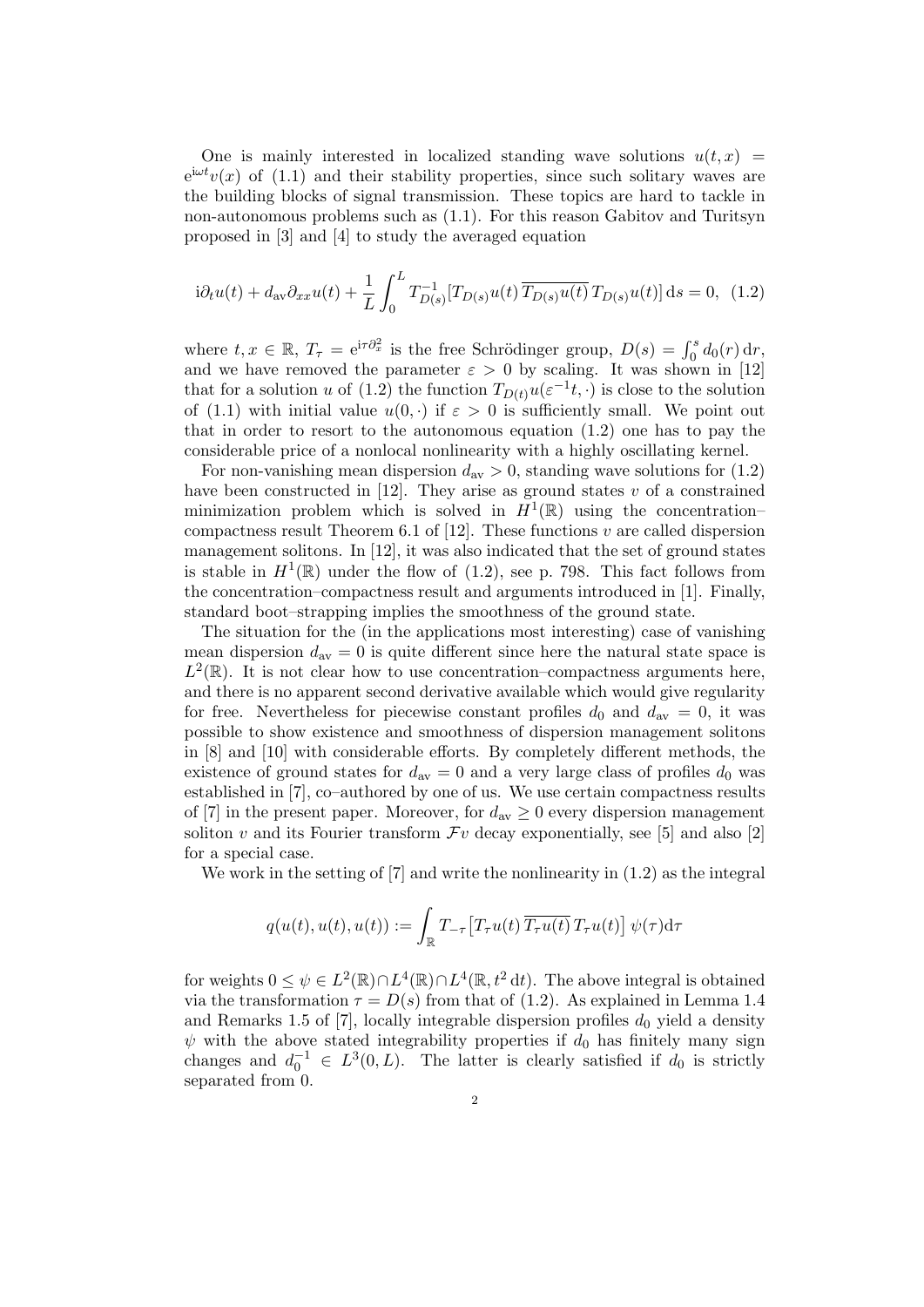One is mainly interested in localized standing wave solutions $u(t,x) = \mathrm{e}^{\mathrm{i}\omega t}v(x)$ of (1.1) and their stability properties, since such solitary waves are the building blocks of signal transmission. These topics are hard to tackle in non-autonomous problems such as (1.1). For this reason Gabitov and Turitsyn proposed in [3] and [4] to study the averaged equation

$$\mathrm{i}\partial_t u(t) + d_{\mathrm{av}}\partial_{xx}u(t) + \frac{1}{L}\int_0^L T_{D(s)}^{-1}[T_{D(s)}u(t)\,\overline{T_{D(s)}u(t)}\,T_{D(s)}u(t)]\,\mathrm{d}s = 0, \quad (1.2)$$

where $t, x \in \mathbb{R}$, $T_\tau = \mathrm{e}^{\mathrm{i}\tau\partial_x^2}$ is the free Schrödinger group, $D(s) = \int_0^s d_0(r)\,\mathrm{d}r$, and we have removed the parameter $\varepsilon > 0$ by scaling. It was shown in [12] that for a solution $u$ of (1.2) the function $T_{D(t)}u(\varepsilon^{-1}t,\cdot)$ is close to the solution of (1.1) with initial value $u(0,\cdot)$ if $\varepsilon > 0$ is sufficiently small. We point out that in order to resort to the autonomous equation (1.2) one has to pay the considerable price of a nonlocal nonlinearity with a highly oscillating kernel.

For non-vanishing mean dispersion $d_{\mathrm{av}} > 0$, standing wave solutions for (1.2) have been constructed in [12]. They arise as ground states $v$ of a constrained minimization problem which is solved in $H^1(\mathbb{R})$ using the concentration–compactness result Theorem 6.1 of [12]. These functions $v$ are called dispersion management solitons. In [12], it was also indicated that the set of ground states is stable in $H^1(\mathbb{R})$ under the flow of (1.2), see p. 798. This fact follows from the concentration–compactness result and arguments introduced in [1]. Finally, standard boot–strapping implies the smoothness of the ground state.

The situation for the (in the applications most interesting) case of vanishing mean dispersion $d_{\mathrm{av}} = 0$ is quite different since here the natural state space is $L^2(\mathbb{R})$. It is not clear how to use concentration–compactness arguments here, and there is no apparent second derivative available which would give regularity for free. Nevertheless for piecewise constant profiles $d_0$ and $d_{\mathrm{av}} = 0$, it was possible to show existence and smoothness of dispersion management solitons in [8] and [10] with considerable efforts. By completely different methods, the existence of ground states for $d_{\mathrm{av}} = 0$ and a very large class of profiles $d_0$ was established in [7], co–authored by one of us. We use certain compactness results of [7] in the present paper. Moreover, for $d_{\mathrm{av}} \geq 0$ every dispersion management soliton $v$ and its Fourier transform $\mathcal{F}v$ decay exponentially, see [5] and also [2] for a special case.

We work in the setting of [7] and write the nonlinearity in (1.2) as the integral

$$q(u(t),u(t),u(t)) := \int_{\mathbb{R}} T_{-\tau}\big[T_\tau u(t)\,\overline{T_\tau u(t)}\,T_\tau u(t)\big]\,\psi(\tau)\mathrm{d}\tau$$

for weights $0 \leq \psi \in L^2(\mathbb{R}) \cap L^4(\mathbb{R}) \cap L^4(\mathbb{R}, t^2\,\mathrm{d}t)$. The above integral is obtained via the transformation $\tau = D(s)$ from that of (1.2). As explained in Lemma 1.4 and Remarks 1.5 of [7], locally integrable dispersion profiles $d_0$ yield a density $\psi$ with the above stated integrability properties if $d_0$ has finitely many sign changes and $d_0^{-1} \in L^3(0,L)$. The latter is clearly satisfied if $d_0$ is strictly separated from 0.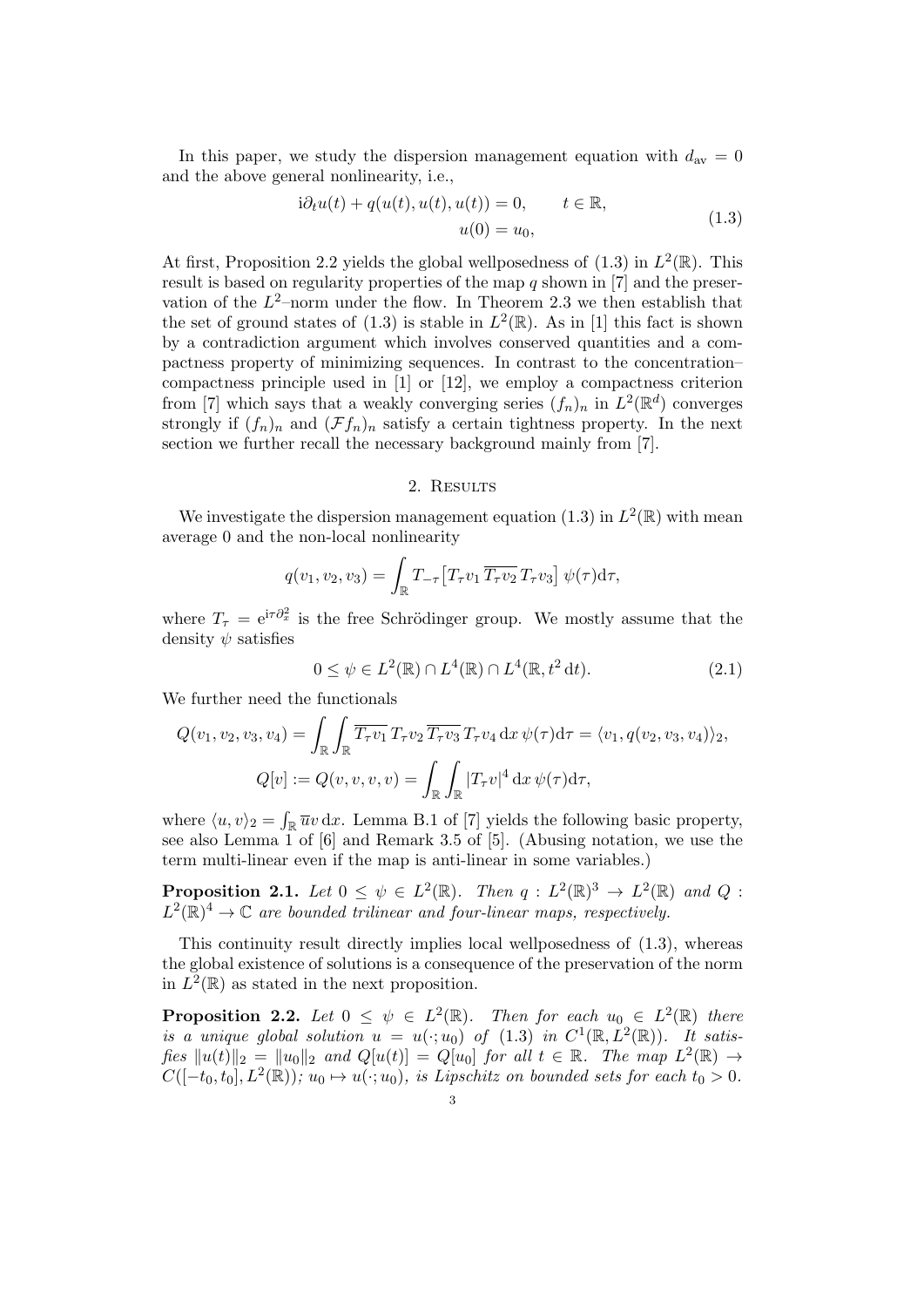In this paper, we study the dispersion management equation with $d_{\text{av}} = 0$ and the above general nonlinearity, i.e.,

$$
\begin{aligned}
\mathrm{i}\partial_t u(t) + q(u(t), u(t), u(t)) = 0, \qquad t \in \mathbb{R}, \\
u(0) = u_0,
\end{aligned}
\tag{1.3}
$$

At first, Proposition 2.2 yields the global wellposedness of (1.3) in $L^2(\mathbb{R})$. This result is based on regularity properties of the map $q$ shown in [7] and the preservation of the $L^2$–norm under the flow. In Theorem 2.3 we then establish that the set of ground states of (1.3) is stable in $L^2(\mathbb{R})$. As in [1] this fact is shown by a contradiction argument which involves conserved quantities and a compactness property of minimizing sequences. In contrast to the concentration–compactness principle used in [1] or [12], we employ a compactness criterion from [7] which says that a weakly converging series $(f_n)_n$ in $L^2(\mathbb{R}^d)$ converges strongly if $(f_n)_n$ and $(\mathcal{F}f_n)_n$ satisfy a certain tightness property. In the next section we further recall the necessary background mainly from [7].

## 2. Results

We investigate the dispersion management equation (1.3) in $L^2(\mathbb{R})$ with mean average 0 and the non-local nonlinearity

$$
q(v_1, v_2, v_3) = \int_{\mathbb{R}} T_{-\tau}\big[T_\tau v_1\, \overline{T_\tau v_2}\, T_\tau v_3\big]\, \psi(\tau)\mathrm{d}\tau,
$$

where $T_\tau = \mathrm{e}^{\mathrm{i}\tau\partial_x^2}$ is the free Schrödinger group. We mostly assume that the density $\psi$ satisfies

$$
0 \le \psi \in L^2(\mathbb{R}) \cap L^4(\mathbb{R}) \cap L^4(\mathbb{R}, t^2\,\mathrm{d}t). \tag{2.1}
$$

We further need the functionals

$$
Q(v_1, v_2, v_3, v_4) = \int_{\mathbb{R}}\int_{\mathbb{R}} \overline{T_\tau v_1}\, T_\tau v_2\, \overline{T_\tau v_3}\, T_\tau v_4\,\mathrm{d}x\,\psi(\tau)\mathrm{d}\tau = \langle v_1, q(v_2, v_3, v_4)\rangle_2,
$$

$$
Q[v] := Q(v, v, v, v) = \int_{\mathbb{R}}\int_{\mathbb{R}} |T_\tau v|^4\,\mathrm{d}x\,\psi(\tau)\mathrm{d}\tau,
$$

where $\langle u, v\rangle_2 = \int_{\mathbb{R}} \overline{u} v\,\mathrm{d}x$. Lemma B.1 of [7] yields the following basic property, see also Lemma 1 of [6] and Remark 3.5 of [5]. (Abusing notation, we use the term multi-linear even if the map is anti-linear in some variables.)

**Proposition 2.1.** *Let $0 \le \psi \in L^2(\mathbb{R})$. Then $q : L^2(\mathbb{R})^3 \to L^2(\mathbb{R})$ and $Q : L^2(\mathbb{R})^4 \to \mathbb{C}$ are bounded trilinear and four-linear maps, respectively.*

This continuity result directly implies local wellposedness of (1.3), whereas the global existence of solutions is a consequence of the preservation of the norm in $L^2(\mathbb{R})$ as stated in the next proposition.

**Proposition 2.2.** *Let $0 \le \psi \in L^2(\mathbb{R})$. Then for each $u_0 \in L^2(\mathbb{R})$ there is a unique global solution $u = u(\cdot; u_0)$ of (1.3) in $C^1(\mathbb{R}, L^2(\mathbb{R}))$. It satisfies $\|u(t)\|_2 = \|u_0\|_2$ and $Q[u(t)] = Q[u_0]$ for all $t \in \mathbb{R}$. The map $L^2(\mathbb{R}) \to C([-t_0, t_0], L^2(\mathbb{R}))$; $u_0 \mapsto u(\cdot; u_0)$, is Lipschitz on bounded sets for each $t_0 > 0$.*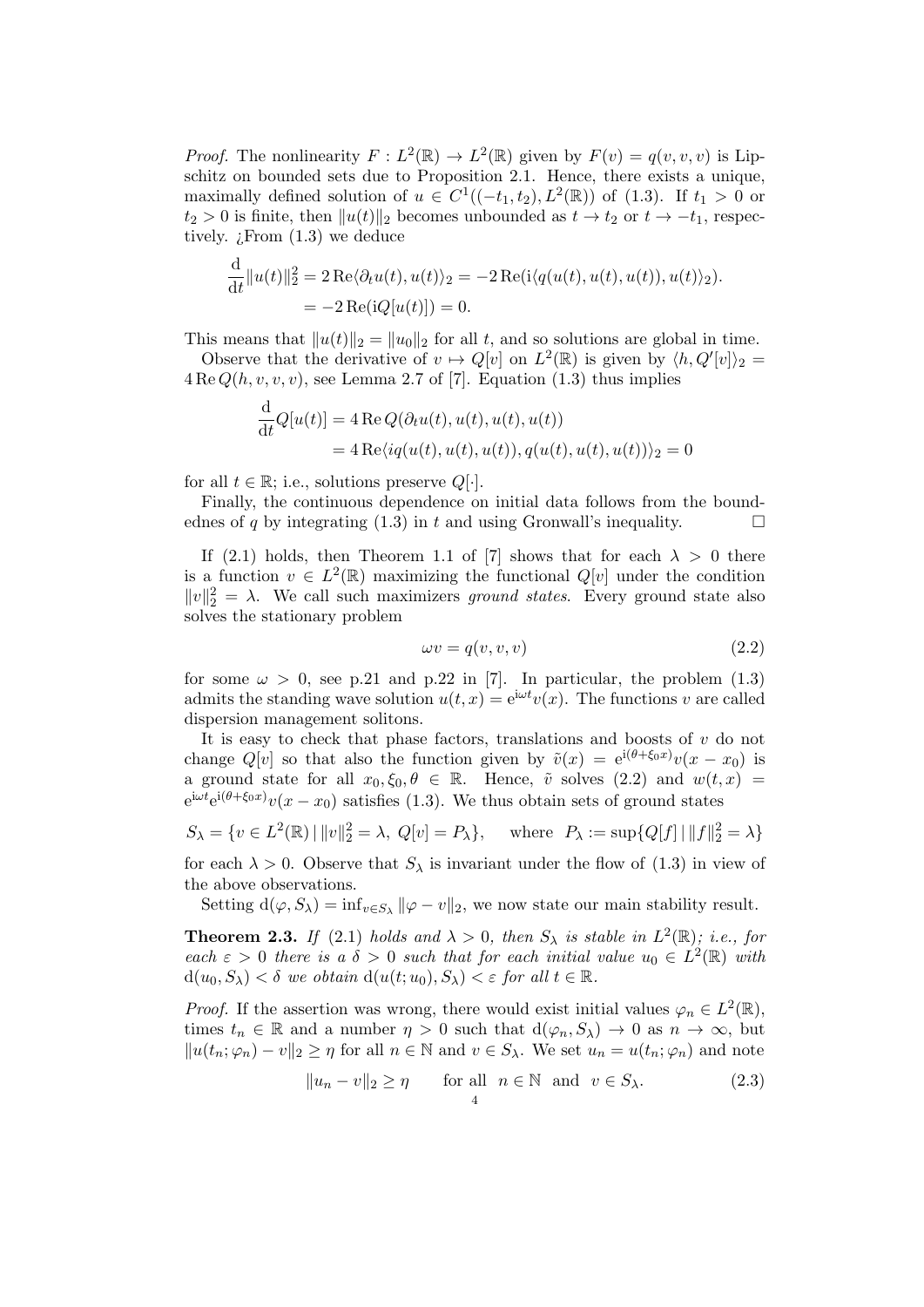*Proof.* The nonlinearity $F : L^2(\mathbb{R}) \to L^2(\mathbb{R})$ given by $F(v) = q(v,v,v)$ is Lipschitz on bounded sets due to Proposition 2.1. Hence, there exists a unique, maximally defined solution of $u \in C^1((-t_1,t_2), L^2(\mathbb{R}))$ of (1.3). If $t_1 > 0$ or $t_2 > 0$ is finite, then $\|u(t)\|_2$ becomes unbounded as $t \to t_2$ or $t \to -t_1$, respectively. ¿From (1.3) we deduce

$$\begin{aligned}\frac{\mathrm{d}}{\mathrm{d}t}\|u(t)\|_2^2 &= 2\,\mathrm{Re}\langle \partial_t u(t), u(t)\rangle_2 = -2\,\mathrm{Re}(\mathrm{i}\langle q(u(t),u(t),u(t)), u(t)\rangle_2). \\ &= -2\,\mathrm{Re}(\mathrm{i}Q[u(t)]) = 0.\end{aligned}$$

This means that $\|u(t)\|_2 = \|u_0\|_2$ for all $t$, and so solutions are global in time.

Observe that the derivative of $v \mapsto Q[v]$ on $L^2(\mathbb{R})$ is given by $\langle h, Q'[v]\rangle_2 = 4\,\mathrm{Re}\, Q(h,v,v,v)$, see Lemma 2.7 of [7]. Equation (1.3) thus implies

$$\begin{aligned}\frac{\mathrm{d}}{\mathrm{d}t}Q[u(t)] &= 4\,\mathrm{Re}\, Q(\partial_t u(t), u(t), u(t), u(t)) \\ &= 4\,\mathrm{Re}\langle iq(u(t),u(t),u(t)), q(u(t),u(t),u(t))\rangle_2 = 0\end{aligned}$$

for all $t \in \mathbb{R}$; i.e., solutions preserve $Q[\cdot]$.

Finally, the continuous dependence on initial data follows from the boundednes of $q$ by integrating (1.3) in $t$ and using Gronwall's inequality. $\square$

If (2.1) holds, then Theorem 1.1 of [7] shows that for each $\lambda > 0$ there is a function $v \in L^2(\mathbb{R})$ maximizing the functional $Q[v]$ under the condition $\|v\|_2^2 = \lambda$. We call such maximizers *ground states*. Every ground state also solves the stationary problem

$$\omega v = q(v,v,v) \tag{2.2}$$

for some $\omega > 0$, see p.21 and p.22 in [7]. In particular, the problem (1.3) admits the standing wave solution $u(t,x) = \mathrm{e}^{\mathrm{i}\omega t}v(x)$. The functions $v$ are called dispersion management solitons.

It is easy to check that phase factors, translations and boosts of $v$ do not change $Q[v]$ so that also the function given by $\tilde{v}(x) = \mathrm{e}^{\mathrm{i}(\theta+\xi_0 x)}v(x-x_0)$ is a ground state for all $x_0, \xi_0, \theta \in \mathbb{R}$. Hence, $\tilde{v}$ solves (2.2) and $w(t,x) = \mathrm{e}^{\mathrm{i}\omega t}\mathrm{e}^{\mathrm{i}(\theta+\xi_0 x)}v(x-x_0)$ satisfies (1.3). We thus obtain sets of ground states

$$S_\lambda = \{v \in L^2(\mathbb{R}) \,|\, \|v\|_2^2 = \lambda,\ Q[v] = P_\lambda\}, \qquad \text{where } \ P_\lambda := \sup\{Q[f] \,|\, \|f\|_2^2 = \lambda\}$$

for each $\lambda > 0$. Observe that $S_\lambda$ is invariant under the flow of (1.3) in view of the above observations.

Setting $\mathrm{d}(\varphi, S_\lambda) = \inf_{v \in S_\lambda} \|\varphi - v\|_2$, we now state our main stability result.

**Theorem 2.3.** *If* (2.1) *holds and* $\lambda > 0$*, then* $S_\lambda$ *is stable in* $L^2(\mathbb{R})$*; i.e., for each* $\varepsilon > 0$ *there is a* $\delta > 0$ *such that for each initial value* $u_0 \in L^2(\mathbb{R})$ *with* $\mathrm{d}(u_0, S_\lambda) < \delta$ *we obtain* $\mathrm{d}(u(t;u_0), S_\lambda) < \varepsilon$ *for all* $t \in \mathbb{R}$.

*Proof.* If the assertion was wrong, there would exist initial values $\varphi_n \in L^2(\mathbb{R})$, times $t_n \in \mathbb{R}$ and a number $\eta > 0$ such that $\mathrm{d}(\varphi_n, S_\lambda) \to 0$ as $n \to \infty$, but $\|u(t_n;\varphi_n) - v\|_2 \geq \eta$ for all $n \in \mathbb{N}$ and $v \in S_\lambda$. We set $u_n = u(t_n;\varphi_n)$ and note

$$\|u_n - v\|_2 \geq \eta \qquad \text{for all } \ n \in \mathbb{N} \ \text{ and } \ v \in S_\lambda. \tag{2.3}$$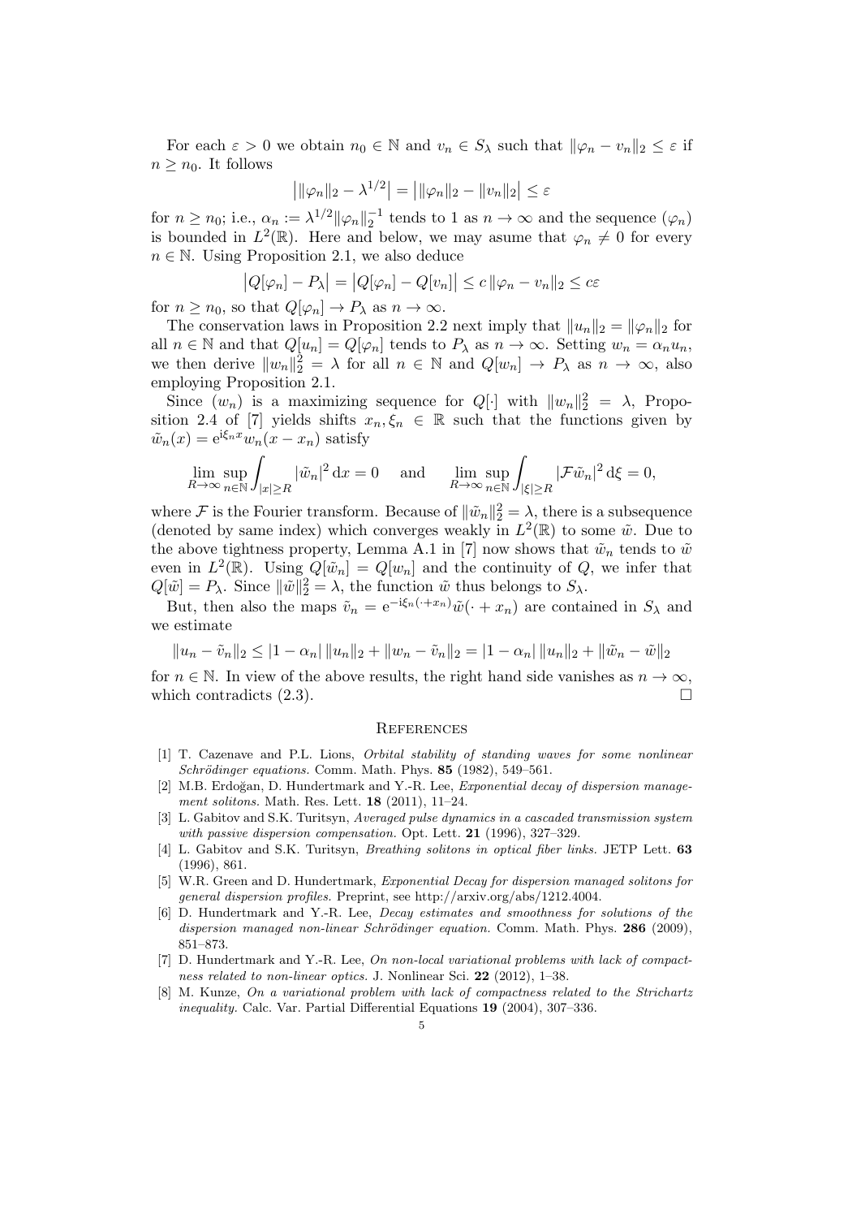For each $\varepsilon > 0$ we obtain $n_0 \in \mathbb{N}$ and $v_n \in S_\lambda$ such that $\|\varphi_n - v_n\|_2 \le \varepsilon$ if $n \ge n_0$. It follows

$$\big|\|\varphi_n\|_2 - \lambda^{1/2}\big| = \big|\|\varphi_n\|_2 - \|v_n\|_2\big| \le \varepsilon$$

for $n \ge n_0$; i.e., $\alpha_n := \lambda^{1/2}\|\varphi_n\|_2^{-1}$ tends to 1 as $n \to \infty$ and the sequence $(\varphi_n)$ is bounded in $L^2(\mathbb{R})$. Here and below, we may asume that $\varphi_n \ne 0$ for every $n \in \mathbb{N}$. Using Proposition 2.1, we also deduce

$$\big|Q[\varphi_n] - P_\lambda\big| = \big|Q[\varphi_n] - Q[v_n]\big| \le c\,\|\varphi_n - v_n\|_2 \le c\varepsilon$$

for $n \ge n_0$, so that $Q[\varphi_n] \to P_\lambda$ as $n \to \infty$.

The conservation laws in Proposition 2.2 next imply that $\|u_n\|_2 = \|\varphi_n\|_2$ for all $n \in \mathbb{N}$ and that $Q[u_n] = Q[\varphi_n]$ tends to $P_\lambda$ as $n \to \infty$. Setting $w_n = \alpha_n u_n$, we then derive $\|w_n\|_2^2 = \lambda$ for all $n \in \mathbb{N}$ and $Q[w_n] \to P_\lambda$ as $n \to \infty$, also employing Proposition 2.1.

Since $(w_n)$ is a maximizing sequence for $Q[\cdot]$ with $\|w_n\|_2^2 = \lambda$, Proposition 2.4 of [7] yields shifts $x_n, \xi_n \in \mathbb{R}$ such that the functions given by $\tilde{w}_n(x) = \mathrm{e}^{\mathrm{i}\xi_n x} w_n(x - x_n)$ satisfy

$$\lim_{R\to\infty} \sup_{n\in\mathbb{N}} \int_{|x|\ge R} |\tilde{w}_n|^2 \,\mathrm{d}x = 0 \qquad \text{and} \qquad \lim_{R\to\infty} \sup_{n\in\mathbb{N}} \int_{|\xi|\ge R} |\mathcal{F}\tilde{w}_n|^2 \,\mathrm{d}\xi = 0,$$

where $\mathcal{F}$ is the Fourier transform. Because of $\|\tilde{w}_n\|_2^2 = \lambda$, there is a subsequence (denoted by same index) which converges weakly in $L^2(\mathbb{R})$ to some $\tilde{w}$. Due to the above tightness property, Lemma A.1 in [7] now shows that $\tilde{w}_n$ tends to $\tilde{w}$ even in $L^2(\mathbb{R})$. Using $Q[\tilde{w}_n] = Q[w_n]$ and the continuity of $Q$, we infer that $Q[\tilde{w}] = P_\lambda$. Since $\|\tilde{w}\|_2^2 = \lambda$, the function $\tilde{w}$ thus belongs to $S_\lambda$.

But, then also the maps $\tilde{v}_n = \mathrm{e}^{-\mathrm{i}\xi_n(\cdot + x_n)}\tilde{w}(\cdot + x_n)$ are contained in $S_\lambda$ and we estimate

$$\|u_n - \tilde{v}_n\|_2 \le |1 - \alpha_n|\,\|u_n\|_2 + \|w_n - \tilde{v}_n\|_2 = |1 - \alpha_n|\,\|u_n\|_2 + \|\tilde{w}_n - \tilde{w}\|_2$$

for $n \in \mathbb{N}$. In view of the above results, the right hand side vanishes as $n \to \infty$, which contradicts (2.3). $\square$

## References

[1] T. Cazenave and P.L. Lions, *Orbital stability of standing waves for some nonlinear Schrödinger equations.* Comm. Math. Phys. **85** (1982), 549–561.

[2] M.B. Erdoğan, D. Hundertmark and Y.-R. Lee, *Exponential decay of dispersion management solitons.* Math. Res. Lett. **18** (2011), 11–24.

[3] L. Gabitov and S.K. Turitsyn, *Averaged pulse dynamics in a cascaded transmission system with passive dispersion compensation.* Opt. Lett. **21** (1996), 327–329.

[4] L. Gabitov and S.K. Turitsyn, *Breathing solitons in optical fiber links.* JETP Lett. **63** (1996), 861.

[5] W.R. Green and D. Hundertmark, *Exponential Decay for dispersion managed solitons for general dispersion profiles.* Preprint, see http://arxiv.org/abs/1212.4004.

[6] D. Hundertmark and Y.-R. Lee, *Decay estimates and smoothness for solutions of the dispersion managed non-linear Schrödinger equation.* Comm. Math. Phys. **286** (2009), 851–873.

[7] D. Hundertmark and Y.-R. Lee, *On non-local variational problems with lack of compactness related to non-linear optics.* J. Nonlinear Sci. **22** (2012), 1–38.

[8] M. Kunze, *On a variational problem with lack of compactness related to the Strichartz inequality.* Calc. Var. Partial Differential Equations **19** (2004), 307–336.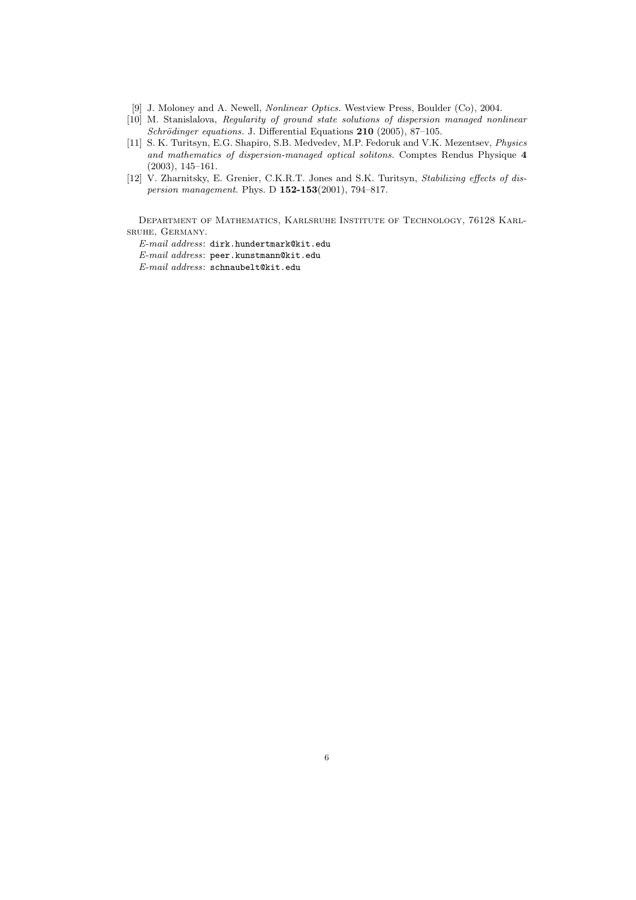[9] J. Moloney and A. Newell, *Nonlinear Optics.* Westview Press, Boulder (Co), 2004.

[10] M. Stanislalova, *Regularity of ground state solutions of dispersion managed nonlinear Schrödinger equations.* J. Differential Equations **210** (2005), 87–105.

[11] S. K. Turitsyn, E.G. Shapiro, S.B. Medvedev, M.P. Fedoruk and V.K. Mezentsev, *Physics and mathematics of dispersion-managed optical solitons.* Comptes Rendus Physique **4** (2003), 145–161.

[12] V. Zharnitsky, E. Grenier, C.K.R.T. Jones and S.K. Turitsyn, *Stabilizing effects of dispersion management.* Phys. D **152-153**(2001), 794–817.

Department of Mathematics, Karlsruhe Institute of Technology, 76128 Karlsruhe, Germany.

*E-mail address*: dirk.hundertmark@kit.edu

*E-mail address*: peer.kunstmann@kit.edu

*E-mail address*: schnaubelt@kit.edu